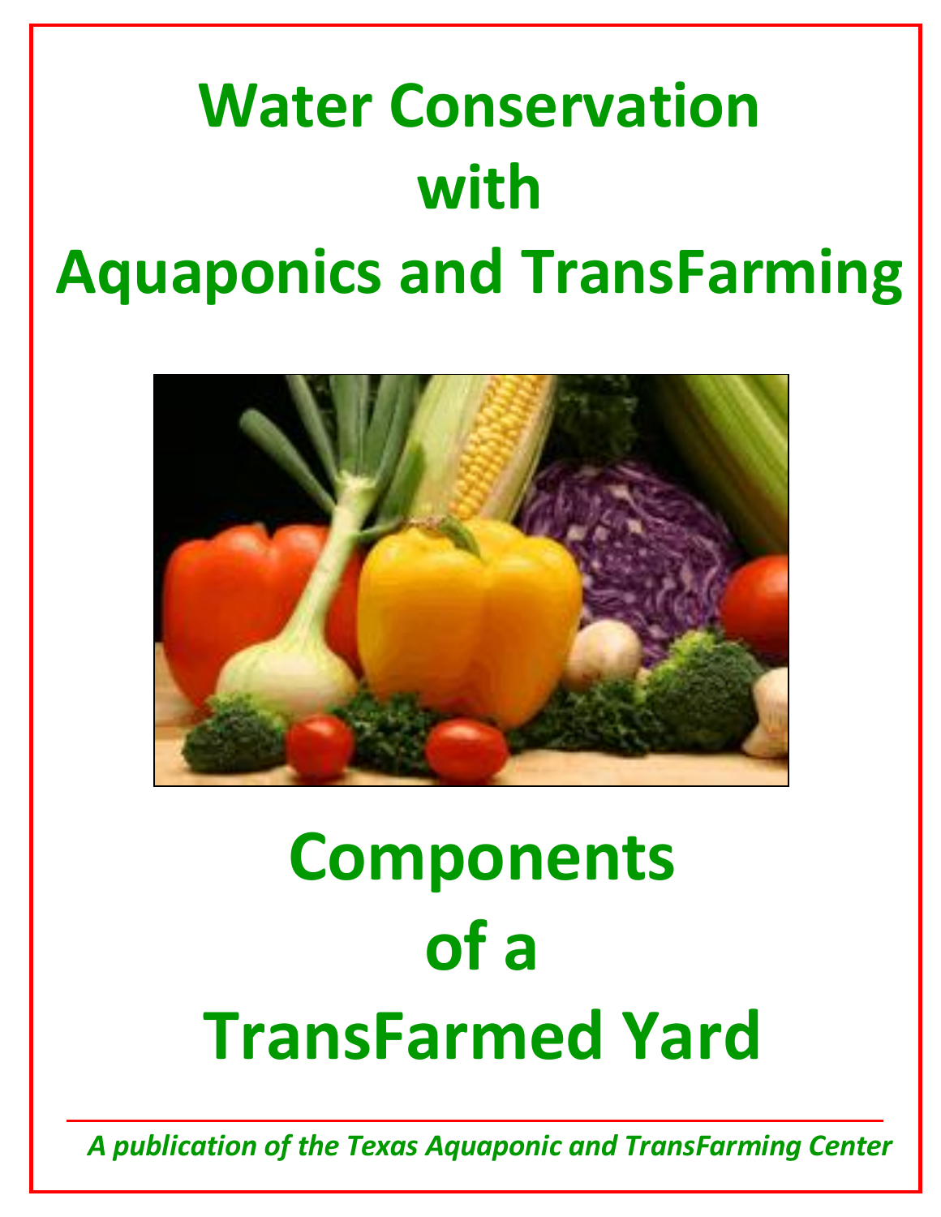# Water Conservation with Aquaponics and TransFarming

# Components of a TransFarmed Yard

*A publication of the Texas Aquaponic and TransFarming Center*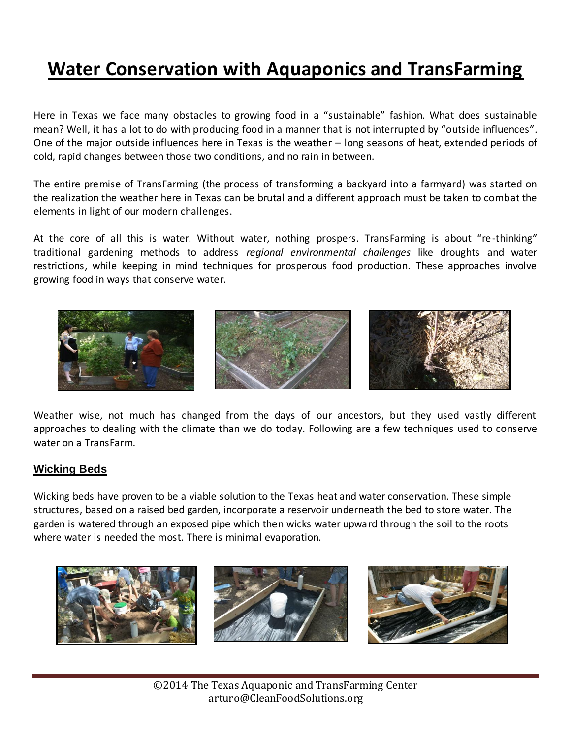# Water Conservation with Aquaponics and TransFarming

Here in Texas we face many obstacles to growing food in a "sustainable" fashion. What does sustainable mean? Well, it has a lot to do with producing food in a manner that is not interrupted by "outside influences". One of the major outside influences here in Texas is the weather – long seasons of heat, extended periods of cold, rapid changes between those two conditions, and no rain in between.

The entire premise of TransFarming (the process of transforming a backyard into a farmyard) was started on the realization the weather here in Texas can be brutal and a different approach must be taken to combat the elements in light of our modern challenges.

At the core of all this is water. Without water, nothing prospers. TransFarming is about "re-thinking" traditional gardening methods to address *regional environmental challenges* like droughts and water restrictions, while keeping in mind techniques for prosperous food production. These approaches involve growing food in ways that conserve water.

Weather wise, not much has changed from the days of our ancestors, but they used vastly different approaches to dealing with the climate than we do today. Following are a few techniques used to conserve water on a TransFarm.

## Wicking Beds

Wicking beds have proven to be a viable solution to the Texas heat and water conservation. These simple structures, based on a raised bed garden, incorporate a reservoir underneath the bed to store water. The garden is watered through an exposed pipe which then wicks water upward through the soil to the roots where water is needed the most. There is minimal evaporation.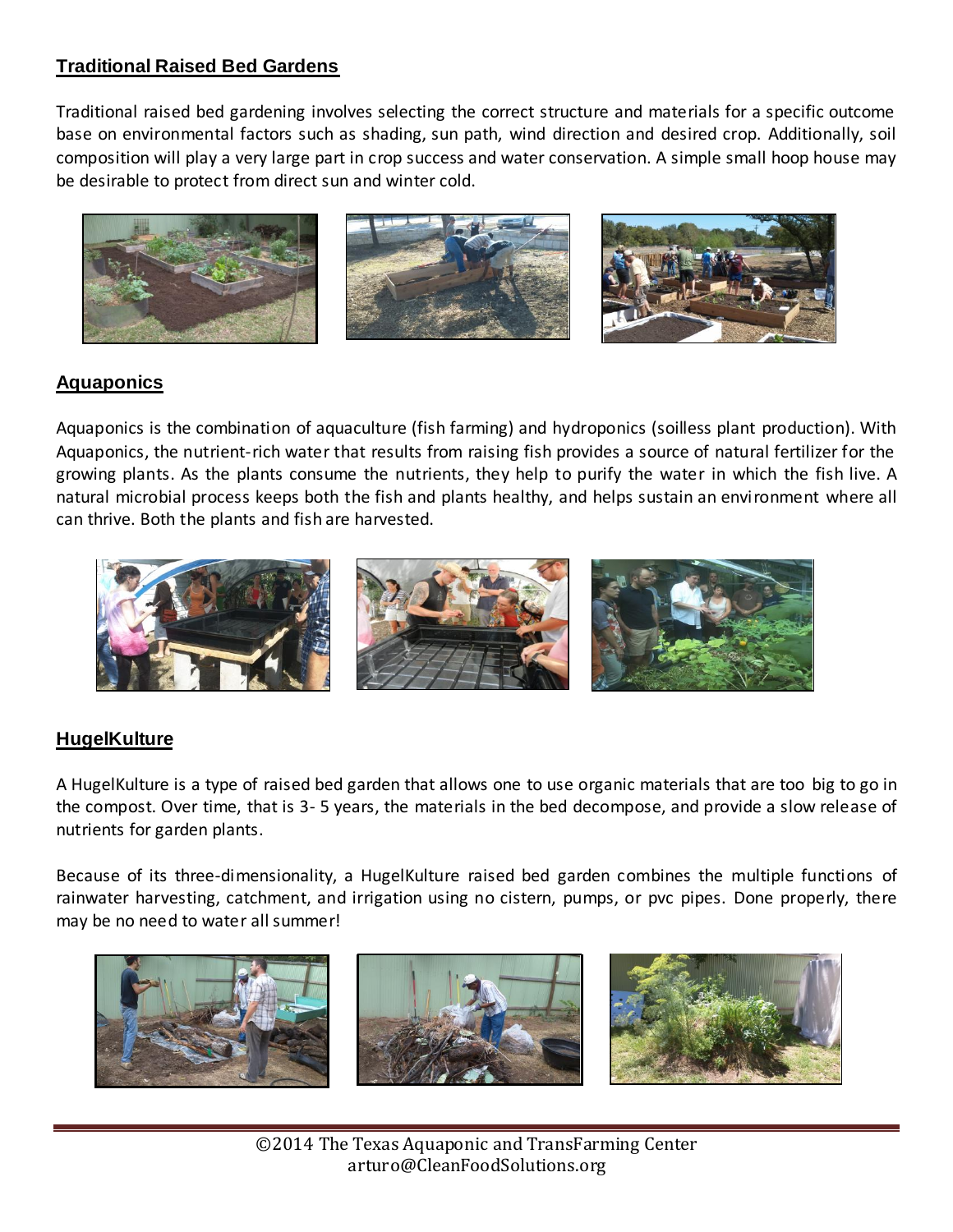## Traditional Raised Bed Gardens

Traditional raised bed gardening involves selecting the correct structure and materials for a specific outcome base on environmental factors such as shading, sun path, wind direction and desired crop. Additionally, soil composition will play a very large part in crop success and water conservation. A simple small hoop house may be desirable to protect from direct sun and winter cold.

## Aquaponics

Aquaponics is the combination of aquaculture (fish farming) and hydroponics (soilless plant production). With Aquaponics, the nutrient-rich water that results from raising fish provides a source of natural fertilizer for the growing plants. As the plants consume the nutrients, they help to purify the water in which the fish live. A natural microbial process keeps both the fish and plants healthy, and helps sustain an environment where all can thrive. Both the plants and fish are harvested.

## HugelKulture

A HugelKulture is a type of raised bed garden that allows one to use organic materials that are too big to go in the compost. Over time, that is 3- 5 years, the materials in the bed decompose, and provide a slow release of nutrients for garden plants.

Because of its three-dimensionality, a HugelKulture raised bed garden combines the multiple functions of rainwater harvesting, catchment, and irrigation using no cistern, pumps, or pvc pipes. Done properly, there may be no need to water all summer!

©2014 The Texas Aquaponic and TransFarming Center
arturo@CleanFoodSolutions.org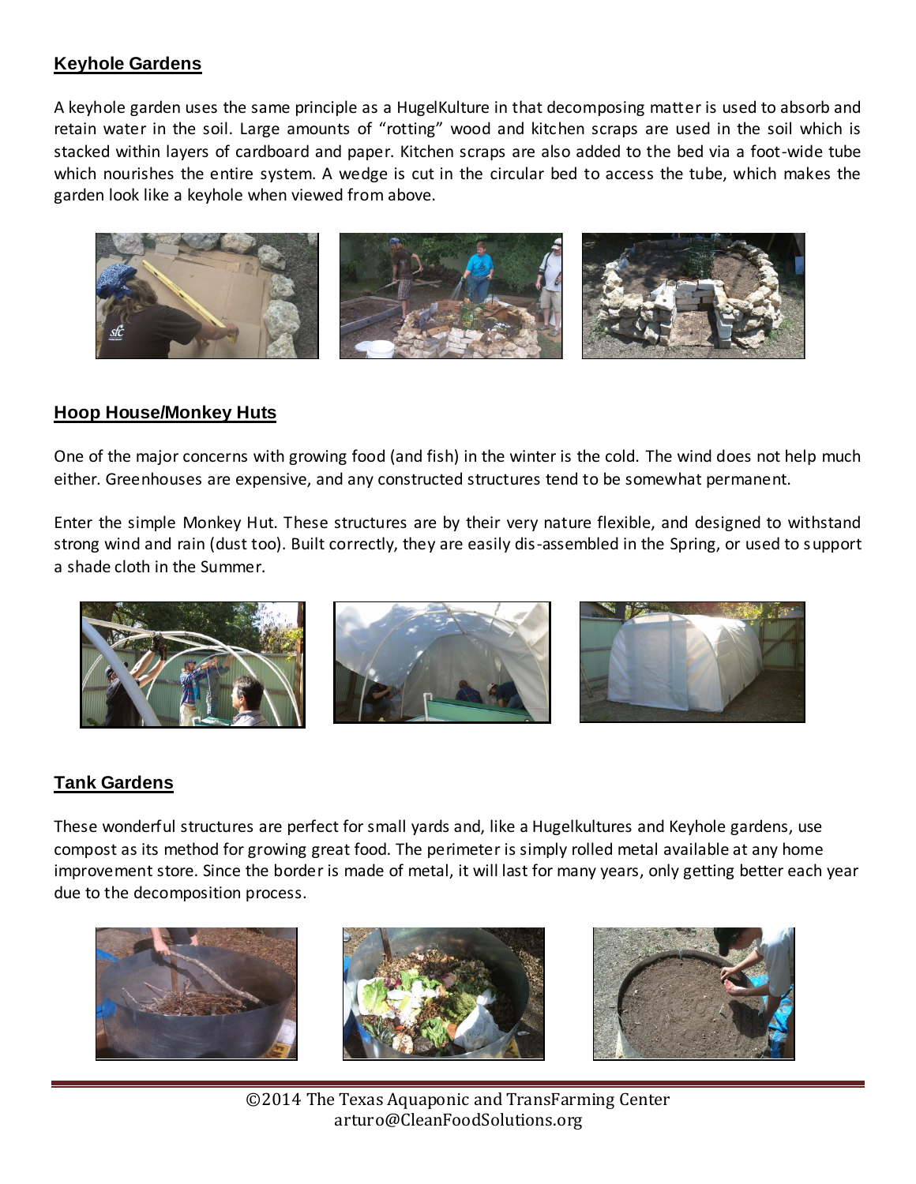## Keyhole Gardens

A keyhole garden uses the same principle as a HugelKulture in that decomposing matter is used to absorb and retain water in the soil. Large amounts of "rotting" wood and kitchen scraps are used in the soil which is stacked within layers of cardboard and paper. Kitchen scraps are also added to the bed via a foot-wide tube which nourishes the entire system. A wedge is cut in the circular bed to access the tube, which makes the garden look like a keyhole when viewed from above.

## Hoop House/Monkey Huts

One of the major concerns with growing food (and fish) in the winter is the cold. The wind does not help much either. Greenhouses are expensive, and any constructed structures tend to be somewhat permanent.

Enter the simple Monkey Hut. These structures are by their very nature flexible, and designed to withstand strong wind and rain (dust too). Built correctly, they are easily dis-assembled in the Spring, or used to support a shade cloth in the Summer.

## Tank Gardens

These wonderful structures are perfect for small yards and, like a Hugelkultures and Keyhole gardens, use compost as its method for growing great food. The perimeter is simply rolled metal available at any home improvement store. Since the border is made of metal, it will last for many years, only getting better each year due to the decomposition process.

©2014 The Texas Aquaponic and TransFarming Center
arturo@CleanFoodSolutions.org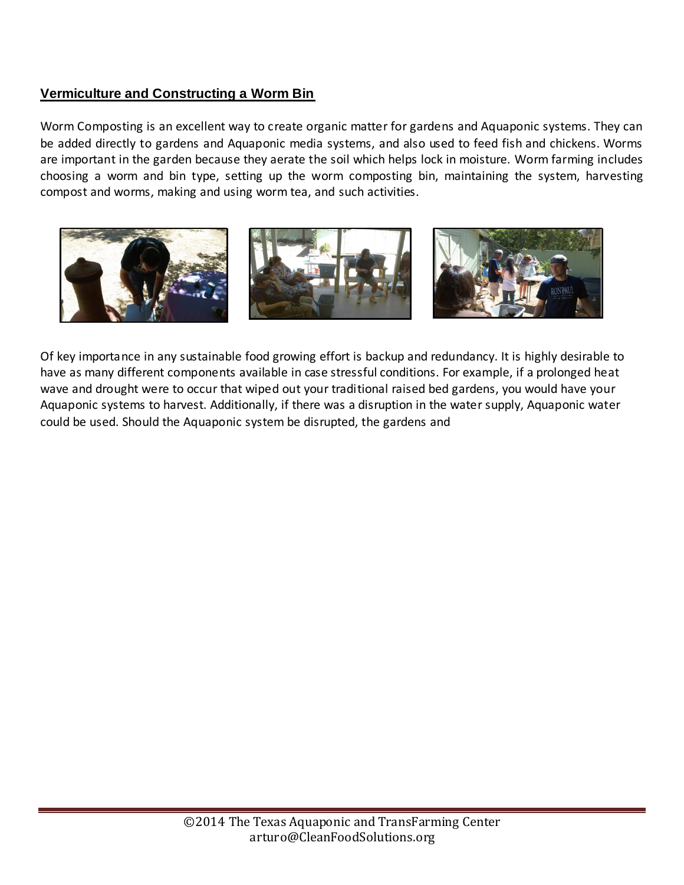## Vermiculture and Constructing a Worm Bin

Worm Composting is an excellent way to create organic matter for gardens and Aquaponic systems. They can be added directly to gardens and Aquaponic media systems, and also used to feed fish and chickens. Worms are important in the garden because they aerate the soil which helps lock in moisture. Worm farming includes choosing a worm and bin type, setting up the worm composting bin, maintaining the system, harvesting compost and worms, making and using worm tea, and such activities.

Of key importance in any sustainable food growing effort is backup and redundancy. It is highly desirable to have as many different components available in case stressful conditions. For example, if a prolonged heat wave and drought were to occur that wiped out your traditional raised bed gardens, you would have your Aquaponic systems to harvest. Additionally, if there was a disruption in the water supply, Aquaponic water could be used. Should the Aquaponic system be disrupted, the gardens and